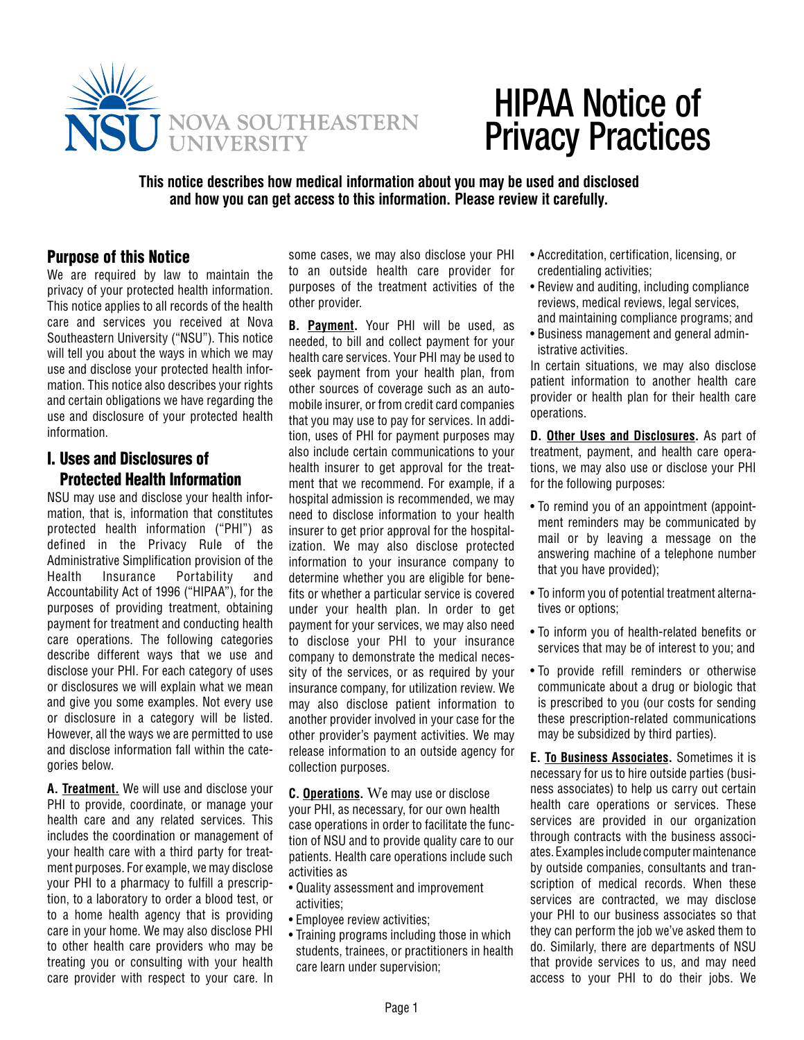NSU NOVA SOUTHEASTERN UNIVERSITY

# HIPAA Notice of Privacy Practices

**This notice describes how medical information about you may be used and disclosed and how you can get access to this information. Please review it carefully.**

## Purpose of this Notice

We are required by law to maintain the privacy of your protected health information. This notice applies to all records of the health care and services you received at Nova Southeastern University ("NSU"). This notice will tell you about the ways in which we may use and disclose your protected health information. This notice also describes your rights and certain obligations we have regarding the use and disclosure of your protected health information.

## I. Uses and Disclosures of Protected Health Information

NSU may use and disclose your health information, that is, information that constitutes protected health information ("PHI") as defined in the Privacy Rule of the Administrative Simplification provision of the Health Insurance Portability and Accountability Act of 1996 ("HIPAA"), for the purposes of providing treatment, obtaining payment for treatment and conducting health care operations. The following categories describe different ways that we use and disclose your PHI. For each category of uses or disclosures we will explain what we mean and give you some examples. Not every use or disclosure in a category will be listed. However, all the ways we are permitted to use and disclose information fall within the categories below.

**A. Treatment.** We will use and disclose your PHI to provide, coordinate, or manage your health care and any related services. This includes the coordination or management of your health care with a third party for treatment purposes. For example, we may disclose your PHI to a pharmacy to fulfill a prescription, to a laboratory to order a blood test, or to a home health agency that is providing care in your home. We may also disclose PHI to other health care providers who may be treating you or consulting with your health care provider with respect to your care. In some cases, we may also disclose your PHI to an outside health care provider for purposes of the treatment activities of the other provider.

**B. Payment.** Your PHI will be used, as needed, to bill and collect payment for your health care services. Your PHI may be used to seek payment from your health plan, from other sources of coverage such as an automobile insurer, or from credit card companies that you may use to pay for services. In addition, uses of PHI for payment purposes may also include certain communications to your health insurer to get approval for the treatment that we recommend. For example, if a hospital admission is recommended, we may need to disclose information to your health insurer to get prior approval for the hospitalization. We may also disclose protected information to your insurance company to determine whether you are eligible for benefits or whether a particular service is covered under your health plan. In order to get payment for your services, we may also need to disclose your PHI to your insurance company to demonstrate the medical necessity of the services, or as required by your insurance company, for utilization review. We may also disclose patient information to another provider involved in your case for the other provider's payment activities. We may release information to an outside agency for collection purposes.

**C. Operations.** We may use or disclose your PHI, as necessary, for our own health case operations in order to facilitate the function of NSU and to provide quality care to our patients. Health care operations include such activities as

- Quality assessment and improvement activities;
- Employee review activities;
- Training programs including those in which students, trainees, or practitioners in health care learn under supervision;
- Accreditation, certification, licensing, or credentialing activities;
- Review and auditing, including compliance reviews, medical reviews, legal services, and maintaining compliance programs; and
- Business management and general administrative activities.

In certain situations, we may also disclose patient information to another health care provider or health plan for their health care operations.

**D. Other Uses and Disclosures.** As part of treatment, payment, and health care operations, we may also use or disclose your PHI for the following purposes:

- To remind you of an appointment (appointment reminders may be communicated by mail or by leaving a message on the answering machine of a telephone number that you have provided);
- To inform you of potential treatment alternatives or options;
- To inform you of health-related benefits or services that may be of interest to you; and
- To provide refill reminders or otherwise communicate about a drug or biologic that is prescribed to you (our costs for sending these prescription-related communications may be subsidized by third parties).

**E. To Business Associates.** Sometimes it is necessary for us to hire outside parties (business associates) to help us carry out certain health care operations or services. These services are provided in our organization through contracts with the business associates. Examples include computer maintenance by outside companies, consultants and transcription of medical records. When these services are contracted, we may disclose your PHI to our business associates so that they can perform the job we've asked them to do. Similarly, there are departments of NSU that provide services to us, and may need access to your PHI to do their jobs. We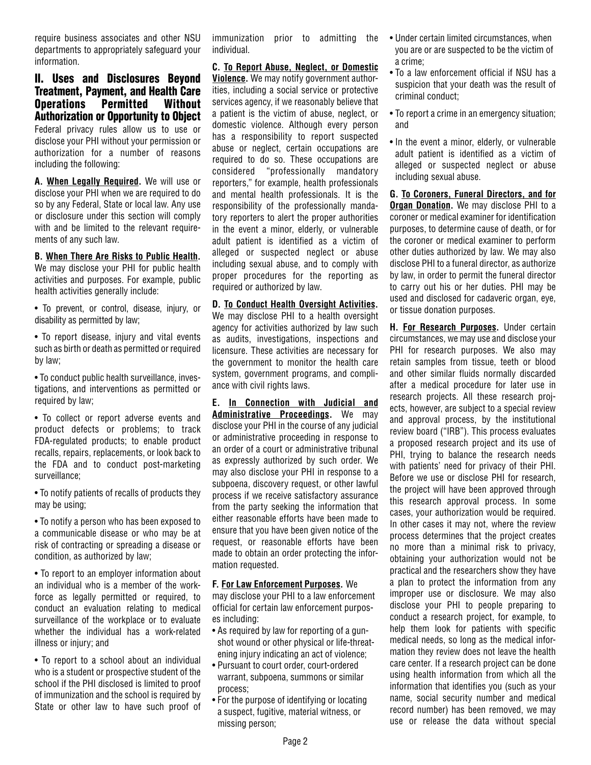require business associates and other NSU departments to appropriately safeguard your information.

## II. Uses and Disclosures Beyond Treatment, Payment, and Health Care Operations Permitted Without Authorization or Opportunity to Object

Federal privacy rules allow us to use or disclose your PHI without your permission or authorization for a number of reasons including the following:

**A. When Legally Required.** We will use or disclose your PHI when we are required to do so by any Federal, State or local law. Any use or disclosure under this section will comply with and be limited to the relevant requirements of any such law.

**B. When There Are Risks to Public Health.** We may disclose your PHI for public health activities and purposes. For example, public health activities generally include:

- To prevent, or control, disease, injury, or disability as permitted by law;
- To report disease, injury and vital events such as birth or death as permitted or required by law;
- To conduct public health surveillance, investigations, and interventions as permitted or required by law;
- To collect or report adverse events and product defects or problems; to track FDA-regulated products; to enable product recalls, repairs, replacements, or look back to the FDA and to conduct post-marketing surveillance;
- To notify patients of recalls of products they may be using;
- To notify a person who has been exposed to a communicable disease or who may be at risk of contracting or spreading a disease or condition, as authorized by law;
- To report to an employer information about an individual who is a member of the workforce as legally permitted or required, to conduct an evaluation relating to medical surveillance of the workplace or to evaluate whether the individual has a work-related illness or injury; and
- To report to a school about an individual who is a student or prospective student of the school if the PHI disclosed is limited to proof of immunization and the school is required by State or other law to have such proof of immunization prior to admitting the individual.

**C. To Report Abuse, Neglect, or Domestic Violence.** We may notify government authorities, including a social service or protective services agency, if we reasonably believe that a patient is the victim of abuse, neglect, or domestic violence. Although every person has a responsibility to report suspected abuse or neglect, certain occupations are required to do so. These occupations are considered "professionally mandatory reporters," for example, health professionals and mental health professionals. It is the responsibility of the professionally mandatory reporters to alert the proper authorities in the event a minor, elderly, or vulnerable adult patient is identified as a victim of alleged or suspected neglect or abuse including sexual abuse, and to comply with proper procedures for the reporting as required or authorized by law.

**D. To Conduct Health Oversight Activities.** We may disclose PHI to a health oversight agency for activities authorized by law such as audits, investigations, inspections and licensure. These activities are necessary for the government to monitor the health care system, government programs, and compliance with civil rights laws.

**E. In Connection with Judicial and Administrative Proceedings.** We may disclose your PHI in the course of any judicial or administrative proceeding in response to an order of a court or administrative tribunal as expressly authorized by such order. We may also disclose your PHI in response to a subpoena, discovery request, or other lawful process if we receive satisfactory assurance from the party seeking the information that either reasonable efforts have been made to ensure that you have been given notice of the request, or reasonable efforts have been made to obtain an order protecting the information requested.

**F. For Law Enforcement Purposes.** We may disclose your PHI to a law enforcement official for certain law enforcement purposes including:

- As required by law for reporting of a gunshot wound or other physical or life-threatening injury indicating an act of violence;
- Pursuant to court order, court-ordered warrant, subpoena, summons or similar process;
- For the purpose of identifying or locating a suspect, fugitive, material witness, or missing person;
- Under certain limited circumstances, when you are or are suspected to be the victim of a crime;
- To a law enforcement official if NSU has a suspicion that your death was the result of criminal conduct;
- To report a crime in an emergency situation; and
- In the event a minor, elderly, or vulnerable adult patient is identified as a victim of alleged or suspected neglect or abuse including sexual abuse.

**G. To Coroners, Funeral Directors, and for Organ Donation.** We may disclose PHI to a coroner or medical examiner for identification purposes, to determine cause of death, or for the coroner or medical examiner to perform other duties authorized by law. We may also disclose PHI to a funeral director, as authorize by law, in order to permit the funeral director to carry out his or her duties. PHI may be used and disclosed for cadaveric organ, eye, or tissue donation purposes.

**H. For Research Purposes.** Under certain circumstances, we may use and disclose your PHI for research purposes. We also may retain samples from tissue, teeth or blood and other similar fluids normally discarded after a medical procedure for later use in research projects. All these research projects, however, are subject to a special review and approval process, by the institutional review board ("IRB"). This process evaluates a proposed research project and its use of PHI, trying to balance the research needs with patients' need for privacy of their PHI. Before we use or disclose PHI for research, the project will have been approved through this research approval process. In some cases, your authorization would be required. In other cases it may not, where the review process determines that the project creates no more than a minimal risk to privacy, obtaining your authorization would not be practical and the researchers show they have a plan to protect the information from any improper use or disclosure. We may also disclose your PHI to people preparing to conduct a research project, for example, to help them look for patients with specific medical needs, so long as the medical information they review does not leave the health care center. If a research project can be done using health information from which all the information that identifies you (such as your name, social security number and medical record number) has been removed, we may use or release the data without special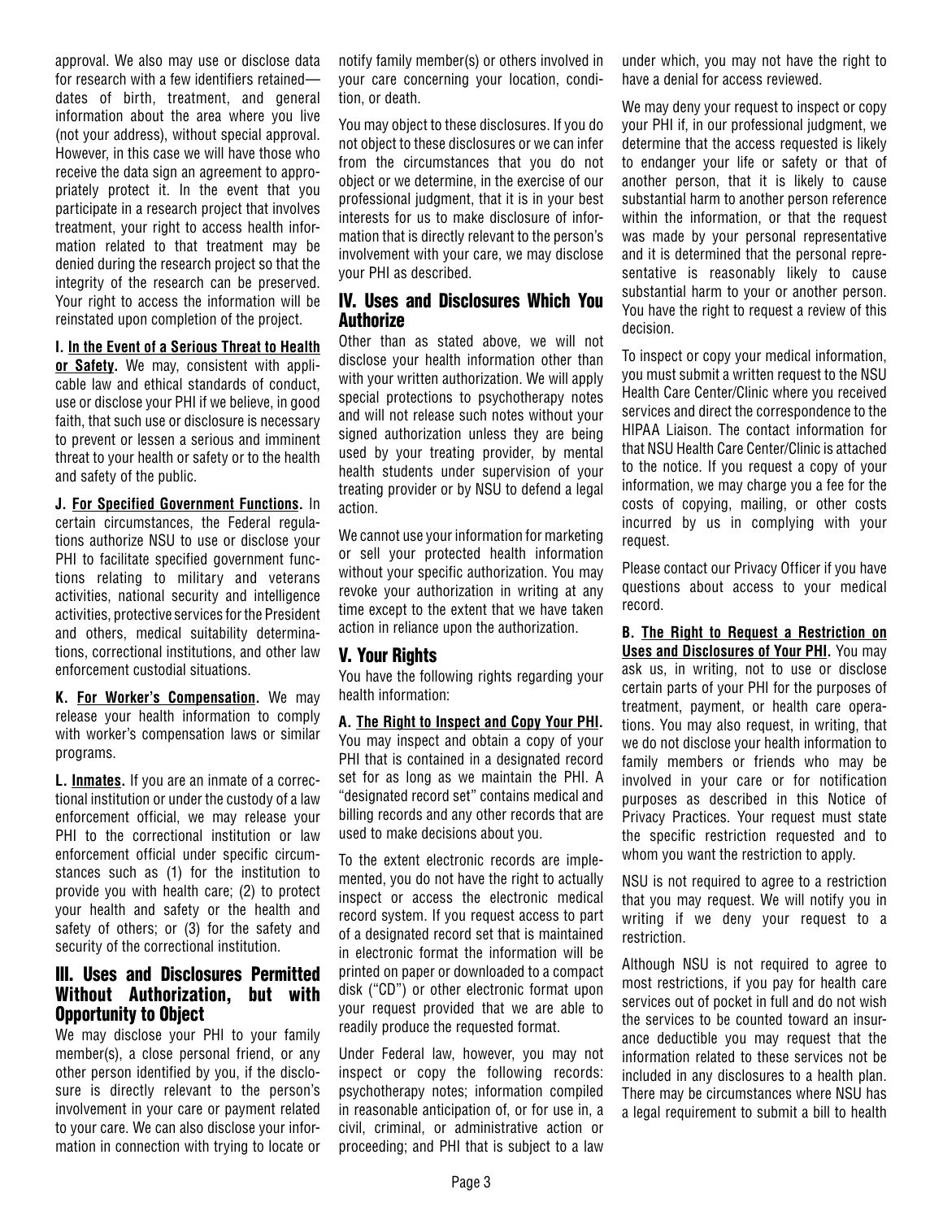approval. We also may use or disclose data for research with a few identifiers retained—dates of birth, treatment, and general information about the area where you live (not your address), without special approval. However, in this case we will have those who receive the data sign an agreement to appropriately protect it. In the event that you participate in a research project that involves treatment, your right to access health information related to that treatment may be denied during the research project so that the integrity of the research can be preserved. Your right to access the information will be reinstated upon completion of the project.

**I. In the Event of a Serious Threat to Health or Safety.** We may, consistent with applicable law and ethical standards of conduct, use or disclose your PHI if we believe, in good faith, that such use or disclosure is necessary to prevent or lessen a serious and imminent threat to your health or safety or to the health and safety of the public.

**J. For Specified Government Functions.** In certain circumstances, the Federal regulations authorize NSU to use or disclose your PHI to facilitate specified government functions relating to military and veterans activities, national security and intelligence activities, protective services for the President and others, medical suitability determinations, correctional institutions, and other law enforcement custodial situations.

**K. For Worker's Compensation.** We may release your health information to comply with worker's compensation laws or similar programs.

**L. Inmates.** If you are an inmate of a correctional institution or under the custody of a law enforcement official, we may release your PHI to the correctional institution or law enforcement official under specific circumstances such as (1) for the institution to provide you with health care; (2) to protect your health and safety or the health and safety of others; or (3) for the safety and security of the correctional institution.

## III. Uses and Disclosures Permitted Without Authorization, but with Opportunity to Object

We may disclose your PHI to your family member(s), a close personal friend, or any other person identified by you, if the disclosure is directly relevant to the person's involvement in your care or payment related to your care. We can also disclose your information in connection with trying to locate or notify family member(s) or others involved in your care concerning your location, condition, or death.

You may object to these disclosures. If you do not object to these disclosures or we can infer from the circumstances that you do not object or we determine, in the exercise of our professional judgment, that it is in your best interests for us to make disclosure of information that is directly relevant to the person's involvement with your care, we may disclose your PHI as described.

## IV. Uses and Disclosures Which You Authorize

Other than as stated above, we will not disclose your health information other than with your written authorization. We will apply special protections to psychotherapy notes and will not release such notes without your signed authorization unless they are being used by your treating provider, by mental health students under supervision of your treating provider or by NSU to defend a legal action.

We cannot use your information for marketing or sell your protected health information without your specific authorization. You may revoke your authorization in writing at any time except to the extent that we have taken action in reliance upon the authorization.

## V. Your Rights

You have the following rights regarding your health information:

**A. The Right to Inspect and Copy Your PHI.** You may inspect and obtain a copy of your PHI that is contained in a designated record set for as long as we maintain the PHI. A "designated record set" contains medical and billing records and any other records that are used to make decisions about you.

To the extent electronic records are implemented, you do not have the right to actually inspect or access the electronic medical record system. If you request access to part of a designated record set that is maintained in electronic format the information will be printed on paper or downloaded to a compact disk ("CD") or other electronic format upon your request provided that we are able to readily produce the requested format.

Under Federal law, however, you may not inspect or copy the following records: psychotherapy notes; information compiled in reasonable anticipation of, or for use in, a civil, criminal, or administrative action or proceeding; and PHI that is subject to a law under which, you may not have the right to have a denial for access reviewed.

We may deny your request to inspect or copy your PHI if, in our professional judgment, we determine that the access requested is likely to endanger your life or safety or that of another person, that it is likely to cause substantial harm to another person reference within the information, or that the request was made by your personal representative and it is determined that the personal representative is reasonably likely to cause substantial harm to your or another person. You have the right to request a review of this decision.

To inspect or copy your medical information, you must submit a written request to the NSU Health Care Center/Clinic where you received services and direct the correspondence to the HIPAA Liaison. The contact information for that NSU Health Care Center/Clinic is attached to the notice. If you request a copy of your information, we may charge you a fee for the costs of copying, mailing, or other costs incurred by us in complying with your request.

Please contact our Privacy Officer if you have questions about access to your medical record.

**B. The Right to Request a Restriction on Uses and Disclosures of Your PHI.** You may ask us, in writing, not to use or disclose certain parts of your PHI for the purposes of treatment, payment, or health care operations. You may also request, in writing, that we do not disclose your health information to family members or friends who may be involved in your care or for notification purposes as described in this Notice of Privacy Practices. Your request must state the specific restriction requested and to whom you want the restriction to apply.

NSU is not required to agree to a restriction that you may request. We will notify you in writing if we deny your request to a restriction.

Although NSU is not required to agree to most restrictions, if you pay for health care services out of pocket in full and do not wish the services to be counted toward an insurance deductible you may request that the information related to these services not be included in any disclosures to a health plan. There may be circumstances where NSU has a legal requirement to submit a bill to health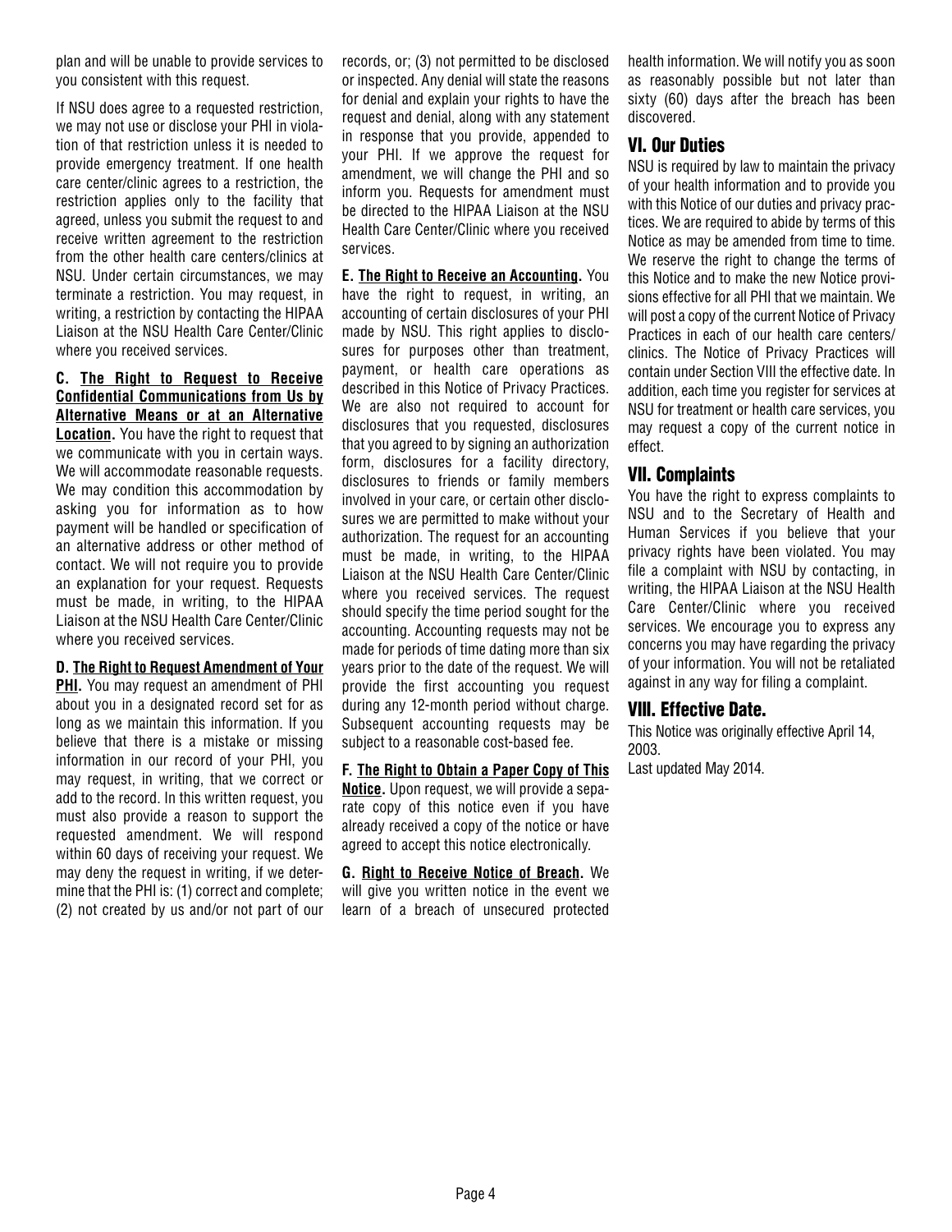plan and will be unable to provide services to you consistent with this request.

If NSU does agree to a requested restriction, we may not use or disclose your PHI in violation of that restriction unless it is needed to provide emergency treatment. If one health care center/clinic agrees to a restriction, the restriction applies only to the facility that agreed, unless you submit the request to and receive written agreement to the restriction from the other health care centers/clinics at NSU. Under certain circumstances, we may terminate a restriction. You may request, in writing, a restriction by contacting the HIPAA Liaison at the NSU Health Care Center/Clinic where you received services.

**C. The Right to Request to Receive Confidential Communications from Us by Alternative Means or at an Alternative Location.** You have the right to request that we communicate with you in certain ways. We will accommodate reasonable requests. We may condition this accommodation by asking you for information as to how payment will be handled or specification of an alternative address or other method of contact. We will not require you to provide an explanation for your request. Requests must be made, in writing, to the HIPAA Liaison at the NSU Health Care Center/Clinic where you received services.

**D. The Right to Request Amendment of Your PHI.** You may request an amendment of PHI about you in a designated record set for as long as we maintain this information. If you believe that there is a mistake or missing information in our record of your PHI, you may request, in writing, that we correct or add to the record. In this written request, you must also provide a reason to support the requested amendment. We will respond within 60 days of receiving your request. We may deny the request in writing, if we determine that the PHI is: (1) correct and complete; (2) not created by us and/or not part of our records, or; (3) not permitted to be disclosed or inspected. Any denial will state the reasons for denial and explain your rights to have the request and denial, along with any statement in response that you provide, appended to your PHI. If we approve the request for amendment, we will change the PHI and so inform you. Requests for amendment must be directed to the HIPAA Liaison at the NSU Health Care Center/Clinic where you received services.

**E. The Right to Receive an Accounting.** You have the right to request, in writing, an accounting of certain disclosures of your PHI made by NSU. This right applies to disclosures for purposes other than treatment, payment, or health care operations as described in this Notice of Privacy Practices. We are also not required to account for disclosures that you requested, disclosures that you agreed to by signing an authorization form, disclosures for a facility directory, disclosures to friends or family members involved in your care, or certain other disclosures we are permitted to make without your authorization. The request for an accounting must be made, in writing, to the HIPAA Liaison at the NSU Health Care Center/Clinic where you received services. The request should specify the time period sought for the accounting. Accounting requests may not be made for periods of time dating more than six years prior to the date of the request. We will provide the first accounting you request during any 12-month period without charge. Subsequent accounting requests may be subject to a reasonable cost-based fee.

**F. The Right to Obtain a Paper Copy of This Notice.** Upon request, we will provide a separate copy of this notice even if you have already received a copy of the notice or have agreed to accept this notice electronically.

**G. Right to Receive Notice of Breach.** We will give you written notice in the event we learn of a breach of unsecured protected health information. We will notify you as soon as reasonably possible but not later than sixty (60) days after the breach has been discovered.

## VI. Our Duties

NSU is required by law to maintain the privacy of your health information and to provide you with this Notice of our duties and privacy practices. We are required to abide by terms of this Notice as may be amended from time to time. We reserve the right to change the terms of this Notice and to make the new Notice provisions effective for all PHI that we maintain. We will post a copy of the current Notice of Privacy Practices in each of our health care centers/clinics. The Notice of Privacy Practices will contain under Section VIII the effective date. In addition, each time you register for services at NSU for treatment or health care services, you may request a copy of the current notice in effect.

## VII. Complaints

You have the right to express complaints to NSU and to the Secretary of Health and Human Services if you believe that your privacy rights have been violated. You may file a complaint with NSU by contacting, in writing, the HIPAA Liaison at the NSU Health Care Center/Clinic where you received services. We encourage you to express any concerns you may have regarding the privacy of your information. You will not be retaliated against in any way for filing a complaint.

## VIII. Effective Date.

This Notice was originally effective April 14, 2003.

Last updated May 2014.